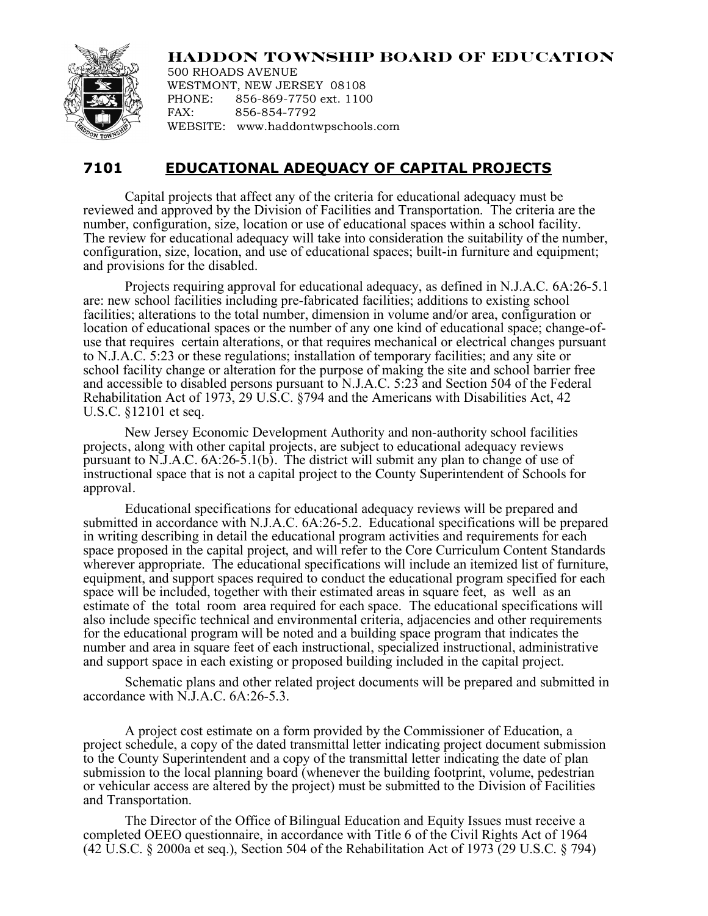# HADDON TOWNSHIP BOARD OF EDUCATION

500 RHOADS AVENUE
WESTMONT, NEW JERSEY 08108
PHONE: 856-869-7750 ext. 1100
FAX: 856-854-7792
WEBSITE: www.haddontwpschools.com

## 7101 EDUCATIONAL ADEQUACY OF CAPITAL PROJECTS

Capital projects that affect any of the criteria for educational adequacy must be reviewed and approved by the Division of Facilities and Transportation. The criteria are the number, configuration, size, location or use of educational spaces within a school facility. The review for educational adequacy will take into consideration the suitability of the number, configuration, size, location, and use of educational spaces; built-in furniture and equipment; and provisions for the disabled.

Projects requiring approval for educational adequacy, as defined in N.J.A.C. 6A:26-5.1 are: new school facilities including pre-fabricated facilities; additions to existing school facilities; alterations to the total number, dimension in volume and/or area, configuration or location of educational spaces or the number of any one kind of educational space; change-of-use that requires certain alterations, or that requires mechanical or electrical changes pursuant to N.J.A.C. 5:23 or these regulations; installation of temporary facilities; and any site or school facility change or alteration for the purpose of making the site and school barrier free and accessible to disabled persons pursuant to N.J.A.C. 5:23 and Section 504 of the Federal Rehabilitation Act of 1973, 29 U.S.C. §794 and the Americans with Disabilities Act, 42 U.S.C. §12101 et seq.

New Jersey Economic Development Authority and non-authority school facilities projects, along with other capital projects, are subject to educational adequacy reviews pursuant to N.J.A.C. 6A:26-5.1(b). The district will submit any plan to change of use of instructional space that is not a capital project to the County Superintendent of Schools for approval.

Educational specifications for educational adequacy reviews will be prepared and submitted in accordance with N.J.A.C. 6A:26-5.2. Educational specifications will be prepared in writing describing in detail the educational program activities and requirements for each space proposed in the capital project, and will refer to the Core Curriculum Content Standards wherever appropriate. The educational specifications will include an itemized list of furniture, equipment, and support spaces required to conduct the educational program specified for each space will be included, together with their estimated areas in square feet, as well as an estimate of the total room area required for each space. The educational specifications will also include specific technical and environmental criteria, adjacencies and other requirements for the educational program will be noted and a building space program that indicates the number and area in square feet of each instructional, specialized instructional, administrative and support space in each existing or proposed building included in the capital project.

Schematic plans and other related project documents will be prepared and submitted in accordance with N.J.A.C. 6A:26-5.3.

A project cost estimate on a form provided by the Commissioner of Education, a project schedule, a copy of the dated transmittal letter indicating project document submission to the County Superintendent and a copy of the transmittal letter indicating the date of plan submission to the local planning board (whenever the building footprint, volume, pedestrian or vehicular access are altered by the project) must be submitted to the Division of Facilities and Transportation.

The Director of the Office of Bilingual Education and Equity Issues must receive a completed OEEO questionnaire, in accordance with Title 6 of the Civil Rights Act of 1964 (42 U.S.C. § 2000a et seq.), Section 504 of the Rehabilitation Act of 1973 (29 U.S.C. § 794)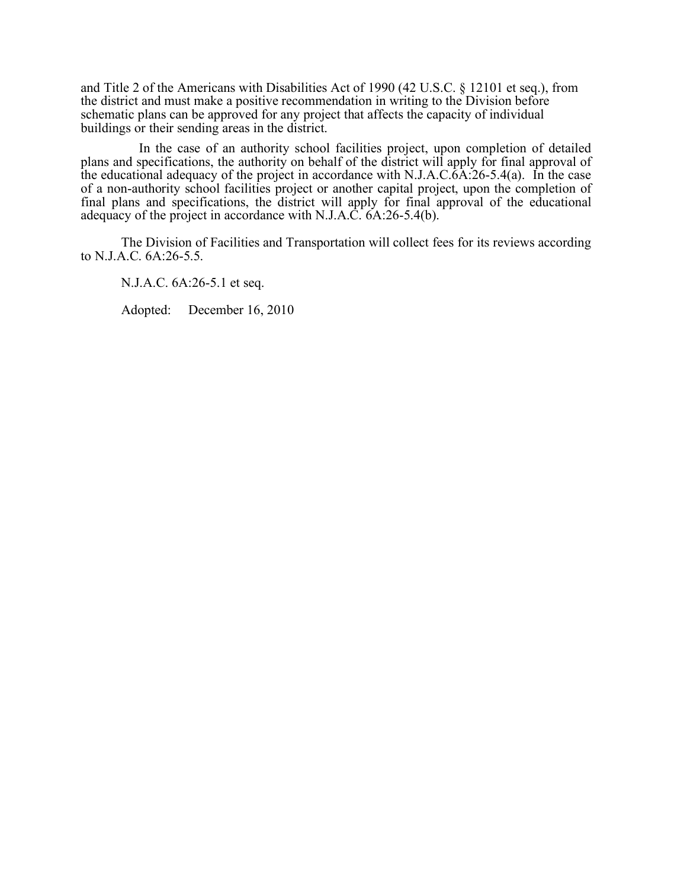and Title 2 of the Americans with Disabilities Act of 1990 (42 U.S.C. § 12101 et seq.), from the district and must make a positive recommendation in writing to the Division before schematic plans can be approved for any project that affects the capacity of individual buildings or their sending areas in the district.

In the case of an authority school facilities project, upon completion of detailed plans and specifications, the authority on behalf of the district will apply for final approval of the educational adequacy of the project in accordance with N.J.A.C.6A:26-5.4(a). In the case of a non-authority school facilities project or another capital project, upon the completion of final plans and specifications, the district will apply for final approval of the educational adequacy of the project in accordance with N.J.A.C. 6A:26-5.4(b).

The Division of Facilities and Transportation will collect fees for its reviews according to N.J.A.C. 6A:26-5.5.

N.J.A.C. 6A:26-5.1 et seq.

Adopted: December 16, 2010